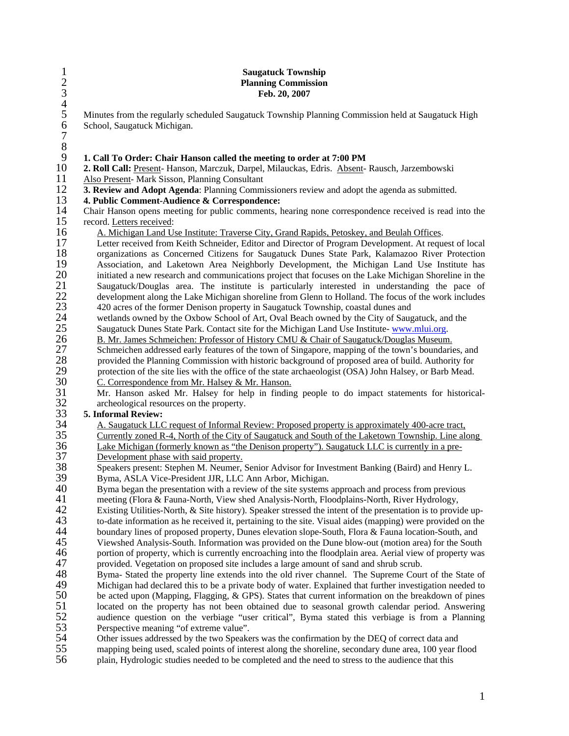**Saugatuck Township**
**Planning Commission**
**Feb. 20, 2007**

Minutes from the regularly scheduled Saugatuck Township Planning Commission held at Saugatuck High School, Saugatuck Michigan.

**1. Call To Order: Chair Hanson called the meeting to order at 7:00 PM**

**2. Roll Call:** Present- Hanson, Marczuk, Darpel, Milauckas, Edris. Absent- Rausch, Jarzembowski
Also Present- Mark Sisson, Planning Consultant

**3. Review and Adopt Agenda**: Planning Commissioners review and adopt the agenda as submitted.

**4. Public Comment-Audience & Correspondence:**
Chair Hanson opens meeting for public comments, hearing none correspondence received is read into the record. Letters received:

A. Michigan Land Use Institute: Traverse City, Grand Rapids, Petoskey, and Beulah Offices.
Letter received from Keith Schneider, Editor and Director of Program Development. At request of local organizations as Concerned Citizens for Saugatuck Dunes State Park, Kalamazoo River Protection Association, and Laketown Area Neighborly Development, the Michigan Land Use Institute has initiated a new research and communications project that focuses on the Lake Michigan Shoreline in the Saugatuck/Douglas area. The institute is particularly interested in understanding the pace of development along the Lake Michigan shoreline from Glenn to Holland. The focus of the work includes 420 acres of the former Denison property in Saugatuck Township, coastal dunes and wetlands owned by the Oxbow School of Art, Oval Beach owned by the City of Saugatuck, and the Saugatuck Dunes State Park. Contact site for the Michigan Land Use Institute- www.mlui.org.

B. Mr. James Schmeichen: Professor of History CMU & Chair of Saugatuck/Douglas Museum.
Schmeichen addressed early features of the town of Singapore, mapping of the town's boundaries, and provided the Planning Commission with historic background of proposed area of build. Authority for protection of the site lies with the office of the state archaeologist (OSA) John Halsey, or Barb Mead.

C. Correspondence from Mr. Halsey & Mr. Hanson.
Mr. Hanson asked Mr. Halsey for help in finding people to do impact statements for historical-archeological resources on the property.

**5. Informal Review:**

A. Saugatuck LLC request of Informal Review: Proposed property is approximately 400-acre tract, Currently zoned R-4, North of the City of Saugatuck and South of the Laketown Township. Line along Lake Michigan (formerly known as "the Denison property"). Saugatuck LLC is currently in a pre-Development phase with said property.

Speakers present: Stephen M. Neumer, Senior Advisor for Investment Banking (Baird) and Henry L. Byma, ASLA Vice-President JJR, LLC Ann Arbor, Michigan.

Byma began the presentation with a review of the site systems approach and process from previous meeting (Flora & Fauna-North, View shed Analysis-North, Floodplains-North, River Hydrology, Existing Utilities-North, & Site history). Speaker stressed the intent of the presentation is to provide up-to-date information as he received it, pertaining to the site. Visual aides (mapping) were provided on the boundary lines of proposed property, Dunes elevation slope-South, Flora & Fauna location-South, and Viewshed Analysis-South. Information was provided on the Dune blow-out (motion area) for the South portion of property, which is currently encroaching into the floodplain area. Aerial view of property was provided. Vegetation on proposed site includes a large amount of sand and shrub scrub.

Byma- Stated the property line extends into the old river channel. The Supreme Court of the State of Michigan had declared this to be a private body of water. Explained that further investigation needed to be acted upon (Mapping, Flagging, & GPS). States that current information on the breakdown of pines located on the property has not been obtained due to seasonal growth calendar period. Answering audience question on the verbiage "user critical", Byma stated this verbiage is from a Planning Perspective meaning "of extreme value".

Other issues addressed by the two Speakers was the confirmation by the DEQ of correct data and mapping being used, scaled points of interest along the shoreline, secondary dune area, 100 year flood plain, Hydrologic studies needed to be completed and the need to stress to the audience that this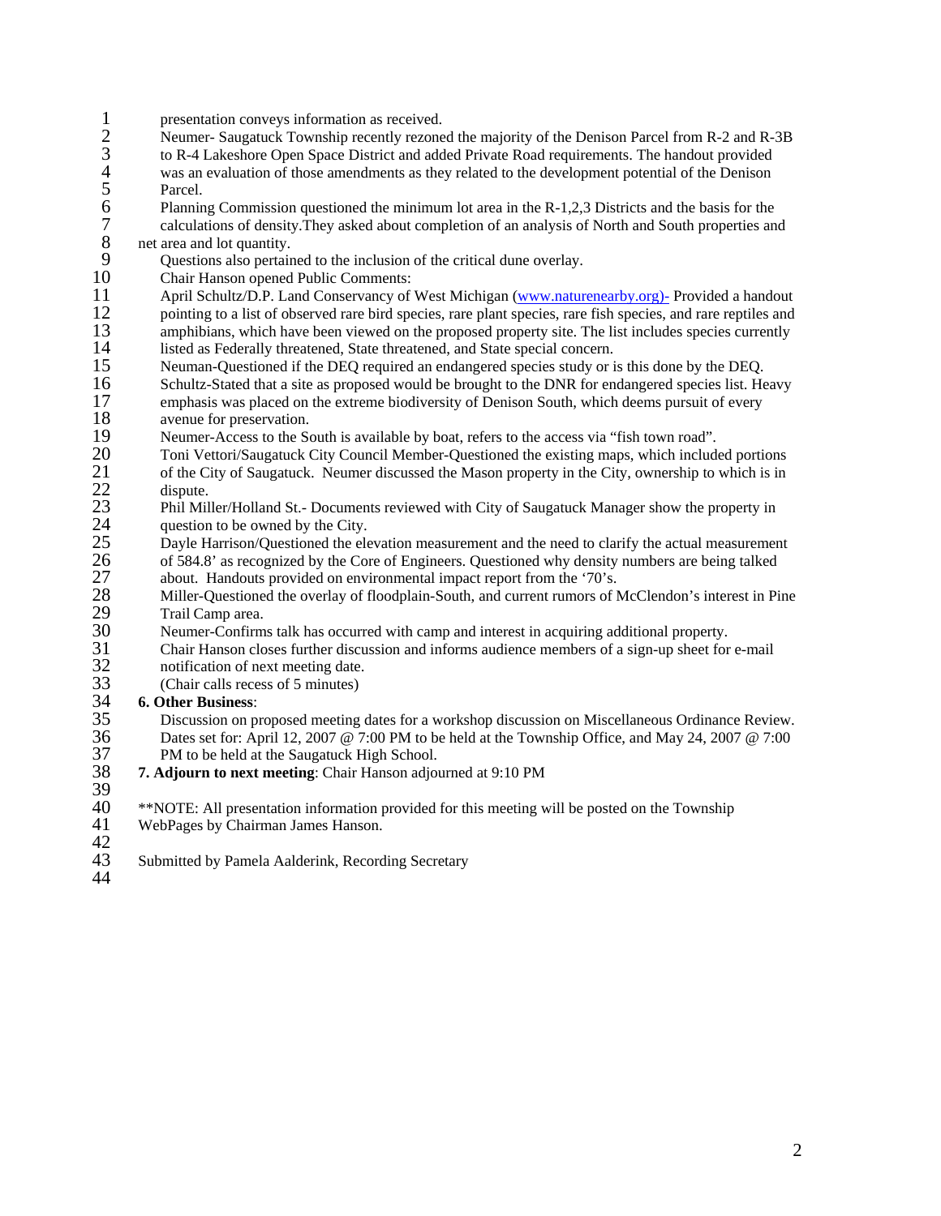presentation conveys information as received.

Neumer- Saugatuck Township recently rezoned the majority of the Denison Parcel from R-2 and R-3B to R-4 Lakeshore Open Space District and added Private Road requirements. The handout provided was an evaluation of those amendments as they related to the development potential of the Denison Parcel.

Planning Commission questioned the minimum lot area in the R-1,2,3 Districts and the basis for the calculations of density.They asked about completion of an analysis of North and South properties and net area and lot quantity.

Questions also pertained to the inclusion of the critical dune overlay.

Chair Hanson opened Public Comments:

April Schultz/D.P. Land Conservancy of West Michigan (www.naturenearby.org)- Provided a handout pointing to a list of observed rare bird species, rare plant species, rare fish species, and rare reptiles and amphibians, which have been viewed on the proposed property site. The list includes species currently listed as Federally threatened, State threatened, and State special concern.

Neuman-Questioned if the DEQ required an endangered species study or is this done by the DEQ.

Schultz-Stated that a site as proposed would be brought to the DNR for endangered species list. Heavy emphasis was placed on the extreme biodiversity of Denison South, which deems pursuit of every avenue for preservation.

Neumer-Access to the South is available by boat, refers to the access via "fish town road".

Toni Vettori/Saugatuck City Council Member-Questioned the existing maps, which included portions of the City of Saugatuck. Neumer discussed the Mason property in the City, ownership to which is in dispute.

Phil Miller/Holland St.- Documents reviewed with City of Saugatuck Manager show the property in question to be owned by the City.

Dayle Harrison/Questioned the elevation measurement and the need to clarify the actual measurement of 584.8' as recognized by the Core of Engineers. Questioned why density numbers are being talked about. Handouts provided on environmental impact report from the '70's.

Miller-Questioned the overlay of floodplain-South, and current rumors of McClendon's interest in Pine Trail Camp area.

Neumer-Confirms talk has occurred with camp and interest in acquiring additional property.

Chair Hanson closes further discussion and informs audience members of a sign-up sheet for e-mail notification of next meeting date.

(Chair calls recess of 5 minutes)

**6. Other Business**:

Discussion on proposed meeting dates for a workshop discussion on Miscellaneous Ordinance Review. Dates set for: April 12, 2007 @ 7:00 PM to be held at the Township Office, and May 24, 2007 @ 7:00 PM to be held at the Saugatuck High School.

**7. Adjourn to next meeting**: Chair Hanson adjourned at 9:10 PM

**NOTE: All presentation information provided for this meeting will be posted on the Township WebPages by Chairman James Hanson.

Submitted by Pamela Aalderink, Recording Secretary